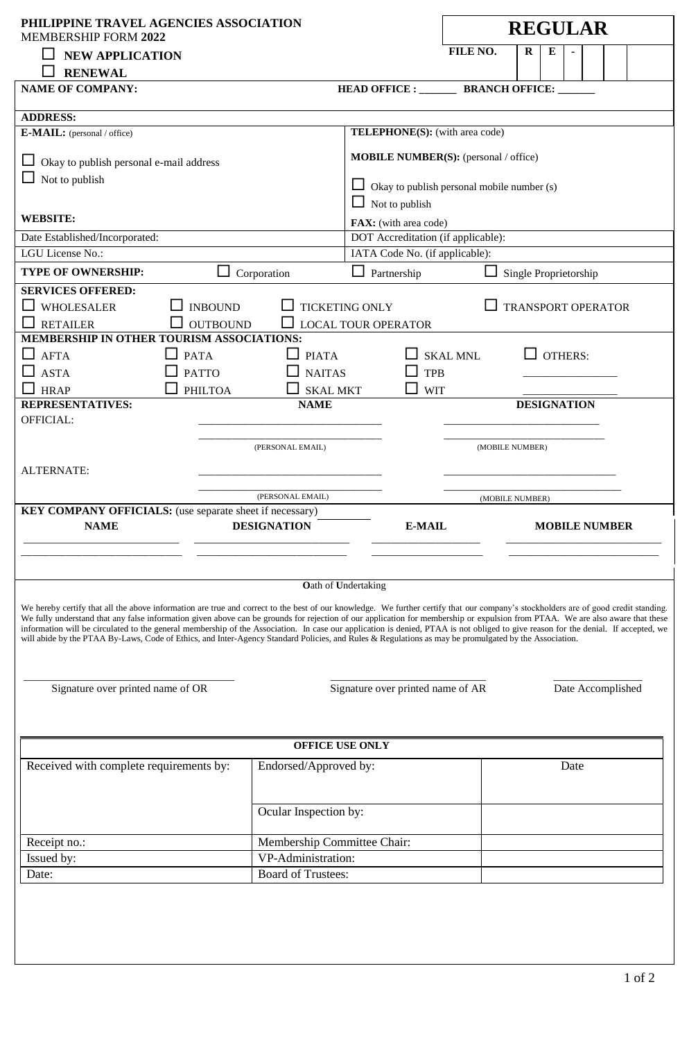**PHILIPPINE TRAVEL AGENCIES ASSOCIATION**
MEMBERSHIP FORM **2022**

# REGULAR

☐ **NEW APPLICATION**
☐ **RENEWAL**

**FILE NO.** | R | E | - | | | |

**NAME OF COMPANY:** **HEAD OFFICE : _______ BRANCH OFFICE: _______**

**ADDRESS:**

| | |
|---|---|
| **E-MAIL:** (personal / office)<br><br>☐ Okay to publish personal e-mail address<br>☐ Not to publish<br><br>**WEBSITE:** | **TELEPHONE(S):** (with area code)<br><br>**MOBILE NUMBER(S):** (personal / office)<br><br>☐ Okay to publish personal mobile number (s)<br>☐ Not to publish<br><br>**FAX:** (with area code) |
| Date Established/Incorporated: | DOT Accreditation (if applicable): |
| LGU License No.: | IATA Code No. (if applicable): |

**TYPE OF OWNERSHIP:** ☐ Corporation ☐ Partnership ☐ Single Proprietorship

**SERVICES OFFERED:**

| | | | |
|---|---|---|---|
| ☐ WHOLESALER | ☐ INBOUND | ☐ TICKETING ONLY | ☐ TRANSPORT OPERATOR |
| ☐ RETAILER | ☐ OUTBOUND | ☐ LOCAL TOUR OPERATOR | |

**MEMBERSHIP IN OTHER TOURISM ASSOCIATIONS:**

| | | | | |
|---|---|---|---|---|
| ☐ AFTA | ☐ PATA | ☐ PIATA | ☐ SKAL MNL | ☐ OTHERS: |
| ☐ ASTA | ☐ PATTO | ☐ NAITAS | ☐ TPB | ________________ |
| ☐ HRAP | ☐ PHILTOA | ☐ SKAL MKT | ☐ WIT | ________________ |

| **REPRESENTATIVES:** | **NAME** | **DESIGNATION** |
|---|---|---|
| OFFICIAL: | ________________________________ | ____________________________ |
| | ________________________________<br>(PERSONAL EMAIL) | ____________________________<br>(MOBILE NUMBER) |
| ALTERNATE: | ________________________________ | ____________________________ |
| | ________________________________<br>(PERSONAL EMAIL) | ____________________________<br>(MOBILE NUMBER) |

**KEY COMPANY OFFICIALS:** (use separate sheet if necessary)

| **NAME** | **DESIGNATION** | **E-MAIL** | **MOBILE NUMBER** |
|---|---|---|---|
| ___________________________ | _________________________ | ___________________ | __________________________ |
| ___________________________ | _________________________ | ___________________ | __________________________ |

**O**ath of **U**ndertaking

We hereby certify that all the above information are true and correct to the best of our knowledge. We further certify that our company's stockholders are of good credit standing. We fully understand that any false information given above can be grounds for rejection of our application for membership or expulsion from PTAA. We are also aware that these information will be circulated to the general membership of the Association. In case our application is denied, PTAA is not obliged to give reason for the denial. If accepted, we will abide by the PTAA By-Laws, Code of Ethics, and Inter-Agency Standard Policies, and Rules & Regulations as may be promulgated by the Association.

_________________________________ _____________________________ ________________
Signature over printed name of OR Signature over printed name of AR Date Accomplished

| **OFFICE USE ONLY** | | |
|---|---|---|
| Received with complete requirements by: | Endorsed/Approved by: | Date |
| | Ocular Inspection by: | |
| Receipt no.: | Membership Committee Chair: | |
| Issued by: | VP-Administration: | |
| Date: | Board of Trustees: | |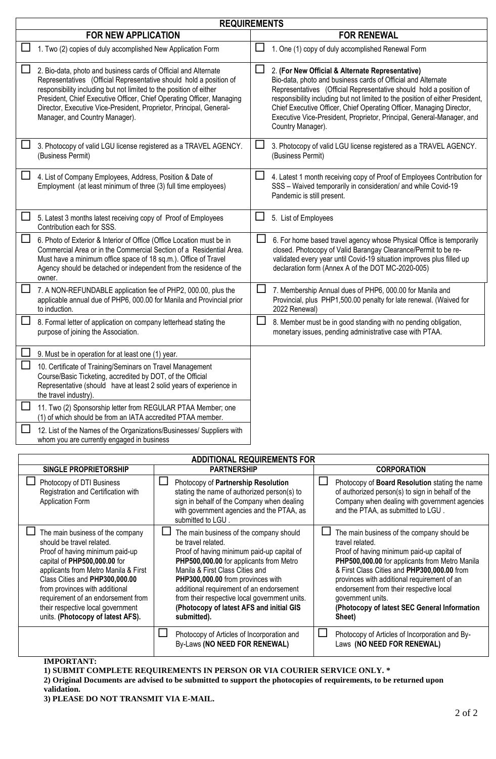| REQUIREMENTS | |
|---|---|
| **FOR NEW APPLICATION** | **FOR RENEWAL** |
| ☐ 1. Two (2) copies of duly accomplished New Application Form | ☐ 1. One (1) copy of duly accomplished Renewal Form |
| ☐ 2. Bio-data, photo and business cards of Official and Alternate Representatives (Official Representative should hold a position of responsibility including but not limited to the position of either President, Chief Executive Officer, Chief Operating Officer, Managing Director, Executive Vice-President, Proprietor, Principal, General-Manager, and Country Manager). | ☐ 2. **(For New Official & Alternate Representative)** Bio-data, photo and business cards of Official and Alternate Representatives (Official Representative should hold a position of responsibility including but not limited to the position of either President, Chief Executive Officer, Chief Operating Officer, Managing Director, Executive Vice-President, Proprietor, Principal, General-Manager, and Country Manager). |
| ☐ 3. Photocopy of valid LGU license registered as a TRAVEL AGENCY. (Business Permit) | ☐ 3. Photocopy of valid LGU license registered as a TRAVEL AGENCY. (Business Permit) |
| ☐ 4. List of Company Employees, Address, Position & Date of Employment (at least minimum of three (3) full time employees) | ☐ 4. Latest 1 month receiving copy of Proof of Employees Contribution for SSS – Waived temporarily in consideration/ and while Covid-19 Pandemic is still present. |
| ☐ 5. Latest 3 months latest receiving copy of Proof of Employees Contribution each for SSS. | ☐ 5. List of Employees |
| ☐ 6. Photo of Exterior & Interior of Office (Office Location must be in Commercial Area or in the Commercial Section of a Residential Area. Must have a minimum office space of 18 sq.m.). Office of Travel Agency should be detached or independent from the residence of the owner. | ☐ 6. For home based travel agency whose Physical Office is temporarily closed. Photocopy of Valid Barangay Clearance/Permit to be re-validated every year until Covid-19 situation improves plus filled up declaration form (Annex A of the DOT MC-2020-005) |
| ☐ 7. A NON-REFUNDABLE application fee of PHP2, 000.00, plus the applicable annual due of PHP6, 000.00 for Manila and Provincial prior to induction. | ☐ 7. Membership Annual dues of PHP6, 000.00 for Manila and Provincial, plus PHP1,500.00 penalty for late renewal. (Waived for 2022 Renewal) |
| ☐ 8. Formal letter of application on company letterhead stating the purpose of joining the Association. | ☐ 8. Member must be in good standing with no pending obligation, monetary issues, pending administrative case with PTAA. |
| ☐ 9. Must be in operation for at least one (1) year. | |
| ☐ 10. Certificate of Training/Seminars on Travel Management Course/Basic Ticketing, accredited by DOT, of the Official Representative (should have at least 2 solid years of experience in the travel industry). | |
| ☐ 11. Two (2) Sponsorship letter from REGULAR PTAA Member; one (1) of which should be from an IATA accredited PTAA member. | |
| ☐ 12. List of the Names of the Organizations/Businesses/ Suppliers with whom you are currently engaged in business | |

| ADDITIONAL REQUIREMENTS FOR | | |
|---|---|---|
| **SINGLE PROPRIETORSHIP** | **PARTNERSHIP** | **CORPORATION** |
| ☐ Photocopy of DTI Business Registration and Certification with Application Form | ☐ Photocopy of **Partnership Resolution** stating the name of authorized person(s) to sign in behalf of the Company when dealing with government agencies and the PTAA, as submitted to LGU . | ☐ Photocopy of **Board Resolution** stating the name of authorized person(s) to sign in behalf of the Company when dealing with government agencies and the PTAA, as submitted to LGU . |
| ☐ The main business of the company should be travel related. Proof of having minimum paid-up capital of **PHP500,000.00** for applicants from Metro Manila & First Class Cities and **PHP300,000.00** from provinces with additional requirement of an endorsement from their respective local government units. **(Photocopy of latest AFS).** | ☐ The main business of the company should be travel related. Proof of having minimum paid-up capital of **PHP500,000.00** for applicants from Metro Manila & First Class Cities and **PHP300,000.00** from provinces with additional requirement of an endorsement from their respective local government units. **(Photocopy of latest AFS and initial GIS submitted).** | ☐ The main business of the company should be travel related. Proof of having minimum paid-up capital of **PHP500,000.00** for applicants from Metro Manila & First Class Cities and **PHP300,000.00** from provinces with additional requirement of an endorsement from their respective local government units. **(Photocopy of latest SEC General Information Sheet)** |
| | ☐ Photocopy of Articles of Incorporation and By-Laws **(NO NEED FOR RENEWAL)** | ☐ Photocopy of Articles of Incorporation and By-Laws **(NO NEED FOR RENEWAL)** |

**IMPORTANT:**

**1) SUBMIT COMPLETE REQUIREMENTS IN PERSON OR VIA COURIER SERVICE ONLY. ***

**2) Original Documents are advised to be submitted to support the photocopies of requirements, to be returned upon validation.**

**3) PLEASE DO NOT TRANSMIT VIA E-MAIL.**